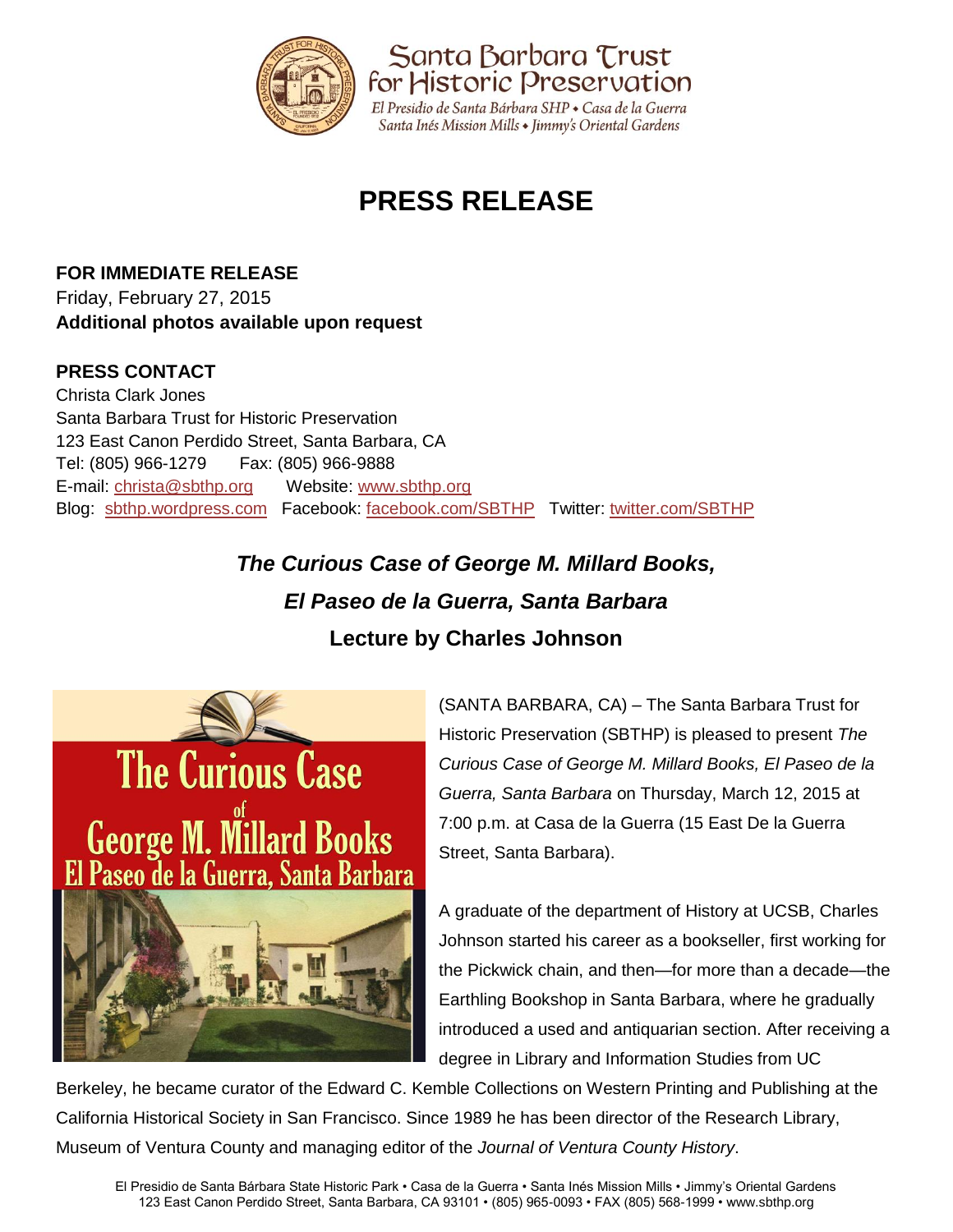Santa Barbara Trust for Historic Preservation

El Presidio de Santa Bárbara SHP • Casa de la Guerra
Santa Inés Mission Mills • Jimmy's Oriental Gardens

# PRESS RELEASE

**FOR IMMEDIATE RELEASE**
Friday, February 27, 2015
**Additional photos available upon request**

**PRESS CONTACT**
Christa Clark Jones
Santa Barbara Trust for Historic Preservation
123 East Canon Perdido Street, Santa Barbara, CA
Tel: (805) 966-1279 Fax: (805) 966-9888
E-mail: christa@sbthp.org Website: www.sbthp.org
Blog: sbthp.wordpress.com Facebook: facebook.com/SBTHP Twitter: twitter.com/SBTHP

## *The Curious Case of George M. Millard Books, El Paseo de la Guerra, Santa Barbara*

## Lecture by Charles Johnson

The Curious Case of George M. Millard Books El Paseo de la Guerra, Santa Barbara

(SANTA BARBARA, CA) – The Santa Barbara Trust for Historic Preservation (SBTHP) is pleased to present *The Curious Case of George M. Millard Books, El Paseo de la Guerra, Santa Barbara* on Thursday, March 12, 2015 at 7:00 p.m. at Casa de la Guerra (15 East De la Guerra Street, Santa Barbara).

A graduate of the department of History at UCSB, Charles Johnson started his career as a bookseller, first working for the Pickwick chain, and then—for more than a decade—the Earthling Bookshop in Santa Barbara, where he gradually introduced a used and antiquarian section. After receiving a degree in Library and Information Studies from UC Berkeley, he became curator of the Edward C. Kemble Collections on Western Printing and Publishing at the California Historical Society in San Francisco. Since 1989 he has been director of the Research Library, Museum of Ventura County and managing editor of the *Journal of Ventura County History*.

El Presidio de Santa Bárbara State Historic Park • Casa de la Guerra • Santa Inés Mission Mills • Jimmy's Oriental Gardens
123 East Canon Perdido Street, Santa Barbara, CA 93101 • (805) 965-0093 • FAX (805) 568-1999 • www.sbthp.org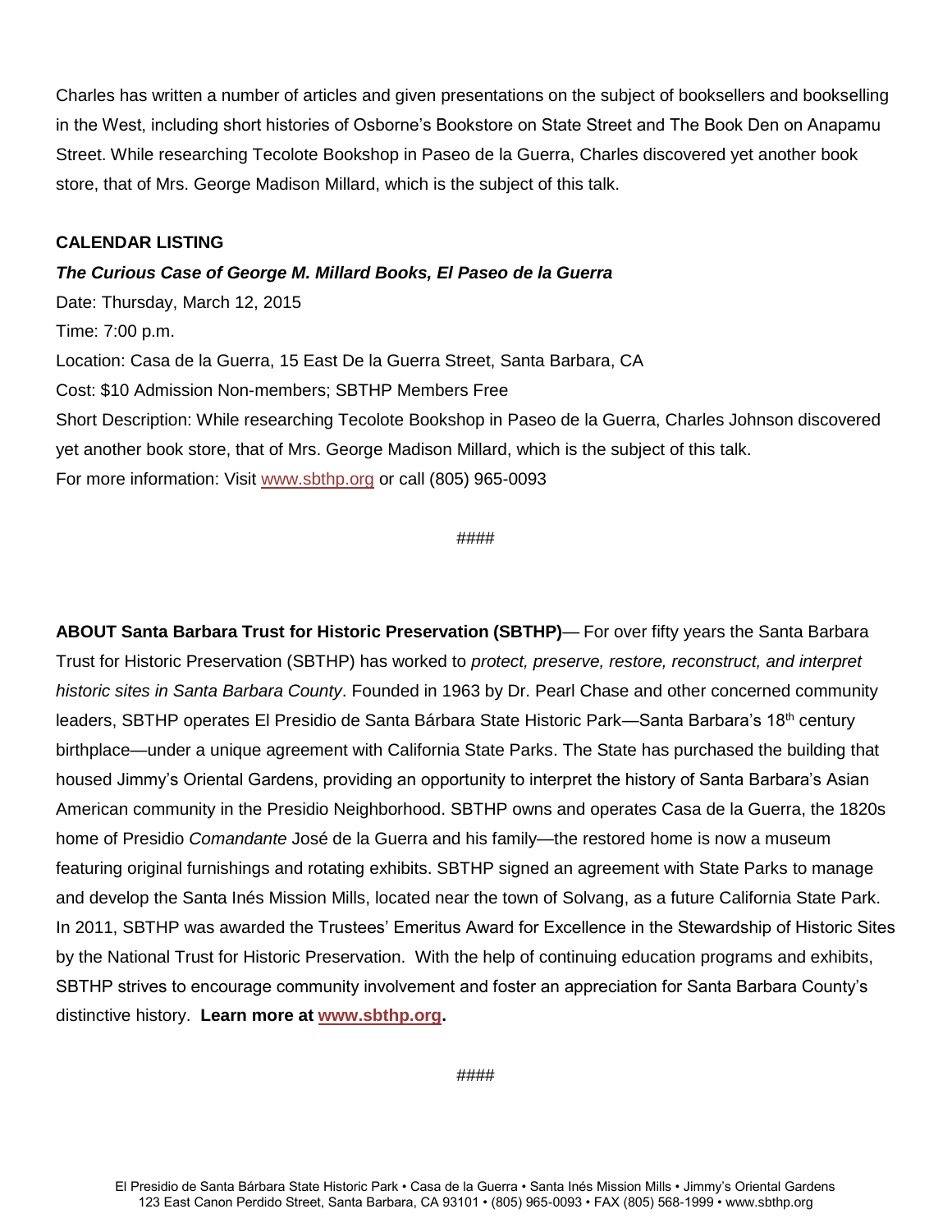Charles has written a number of articles and given presentations on the subject of booksellers and bookselling in the West, including short histories of Osborne's Bookstore on State Street and The Book Den on Anapamu Street. While researching Tecolote Bookshop in Paseo de la Guerra, Charles discovered yet another book store, that of Mrs. George Madison Millard, which is the subject of this talk.

**CALENDAR LISTING**

***The Curious Case of George M. Millard Books, El Paseo de la Guerra***

Date: Thursday, March 12, 2015

Time: 7:00 p.m.

Location: Casa de la Guerra, 15 East De la Guerra Street, Santa Barbara, CA

Cost: $10 Admission Non-members; SBTHP Members Free

Short Description: While researching Tecolote Bookshop in Paseo de la Guerra, Charles Johnson discovered yet another book store, that of Mrs. George Madison Millard, which is the subject of this talk.

For more information: Visit www.sbthp.org or call (805) 965-0093

####

**ABOUT Santa Barbara Trust for Historic Preservation (SBTHP)**— For over fifty years the Santa Barbara Trust for Historic Preservation (SBTHP) has worked to *protect, preserve, restore, reconstruct, and interpret historic sites in Santa Barbara County*. Founded in 1963 by Dr. Pearl Chase and other concerned community leaders, SBTHP operates El Presidio de Santa Bárbara State Historic Park—Santa Barbara's 18th century birthplace—under a unique agreement with California State Parks. The State has purchased the building that housed Jimmy's Oriental Gardens, providing an opportunity to interpret the history of Santa Barbara's Asian American community in the Presidio Neighborhood. SBTHP owns and operates Casa de la Guerra, the 1820s home of Presidio *Comandante* José de la Guerra and his family—the restored home is now a museum featuring original furnishings and rotating exhibits. SBTHP signed an agreement with State Parks to manage and develop the Santa Inés Mission Mills, located near the town of Solvang, as a future California State Park. In 2011, SBTHP was awarded the Trustees' Emeritus Award for Excellence in the Stewardship of Historic Sites by the National Trust for Historic Preservation. With the help of continuing education programs and exhibits, SBTHP strives to encourage community involvement and foster an appreciation for Santa Barbara County's distinctive history. **Learn more at www.sbthp.org.**

####

El Presidio de Santa Bárbara State Historic Park • Casa de la Guerra • Santa Inés Mission Mills • Jimmy's Oriental Gardens
123 East Canon Perdido Street, Santa Barbara, CA 93101 • (805) 965-0093 • FAX (805) 568-1999 • www.sbthp.org